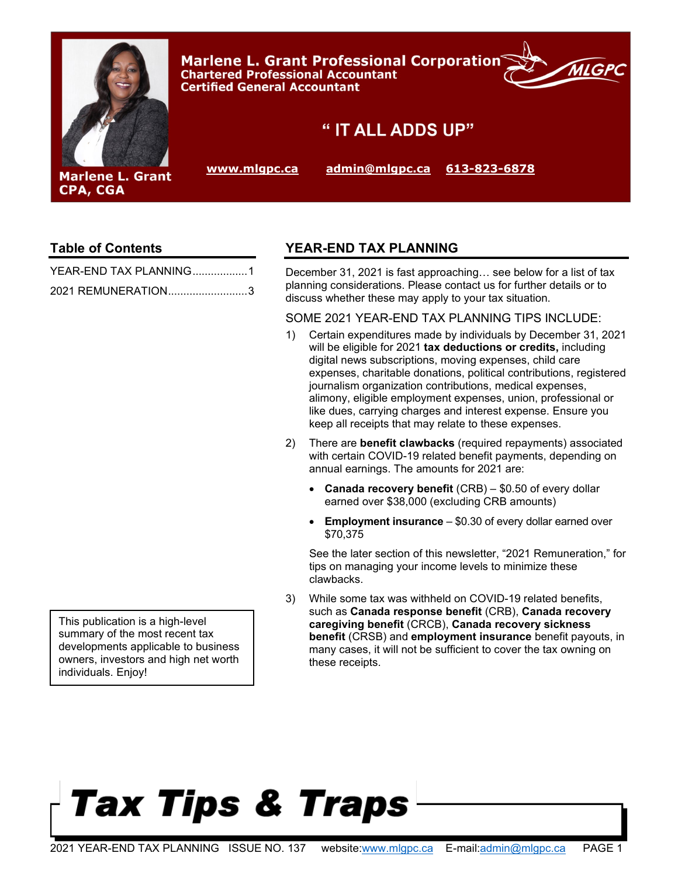# Marlene L. Grant Professional Corporation

**Chartered Professional Accountant**
**Certified General Accountant**

## " IT ALL ADDS UP"

Marlene L. Grant
CPA, CGA

www.mlgpc.ca  admin@mlgpc.ca  613-823-6878

## Table of Contents

YEAR-END TAX PLANNING..................1

2021 REMUNERATION..........................3

This publication is a high-level summary of the most recent tax developments applicable to business owners, investors and high net worth individuals. Enjoy!

## YEAR-END TAX PLANNING

December 31, 2021 is fast approaching… see below for a list of tax planning considerations. Please contact us for further details or to discuss whether these may apply to your tax situation.

### SOME 2021 YEAR-END TAX PLANNING TIPS INCLUDE:

1) Certain expenditures made by individuals by December 31, 2021 will be eligible for 2021 **tax deductions or credits,** including digital news subscriptions, moving expenses, child care expenses, charitable donations, political contributions, registered journalism organization contributions, medical expenses, alimony, eligible employment expenses, union, professional or like dues, carrying charges and interest expense. Ensure you keep all receipts that may relate to these expenses.

2) There are **benefit clawbacks** (required repayments) associated with certain COVID-19 related benefit payments, depending on annual earnings. The amounts for 2021 are:

   - **Canada recovery benefit** (CRB) – $0.50 of every dollar earned over $38,000 (excluding CRB amounts)
   - **Employment insurance** – $0.30 of every dollar earned over $70,375

   See the later section of this newsletter, "2021 Remuneration," for tips on managing your income levels to minimize these clawbacks.

3) While some tax was withheld on COVID-19 related benefits, such as **Canada response benefit** (CRB), **Canada recovery caregiving benefit** (CRCB), **Canada recovery sickness benefit** (CRSB) and **employment insurance** benefit payouts, in many cases, it will not be sufficient to cover the tax owning on these receipts.

# *Tax Tips & Traps*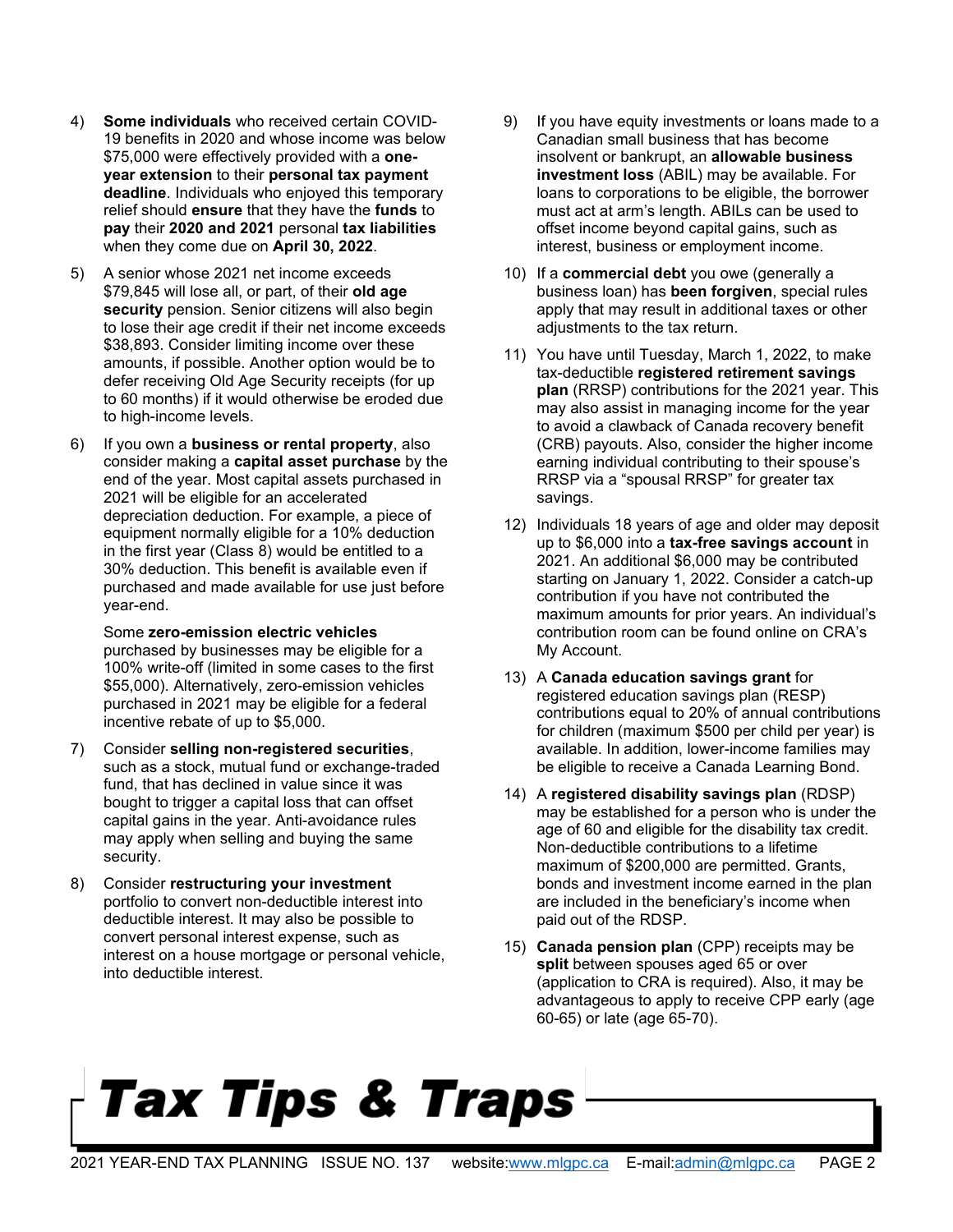4) **Some individuals** who received certain COVID-19 benefits in 2020 and whose income was below $75,000 were effectively provided with a **one-year extension** to their **personal tax payment deadline**. Individuals who enjoyed this temporary relief should **ensure** that they have the **funds** to **pay** their **2020 and 2021** personal **tax liabilities** when they come due on **April 30, 2022**.

5) A senior whose 2021 net income exceeds $79,845 will lose all, or part, of their **old age security** pension. Senior citizens will also begin to lose their age credit if their net income exceeds $38,893. Consider limiting income over these amounts, if possible. Another option would be to defer receiving Old Age Security receipts (for up to 60 months) if it would otherwise be eroded due to high-income levels.

6) If you own a **business or rental property**, also consider making a **capital asset purchase** by the end of the year. Most capital assets purchased in 2021 will be eligible for an accelerated depreciation deduction. For example, a piece of equipment normally eligible for a 10% deduction in the first year (Class 8) would be entitled to a 30% deduction. This benefit is available even if purchased and made available for use just before year-end.

   Some **zero-emission electric vehicles** purchased by businesses may be eligible for a 100% write-off (limited in some cases to the first $55,000). Alternatively, zero-emission vehicles purchased in 2021 may be eligible for a federal incentive rebate of up to $5,000.

7) Consider **selling non-registered securities**, such as a stock, mutual fund or exchange-traded fund, that has declined in value since it was bought to trigger a capital loss that can offset capital gains in the year. Anti-avoidance rules may apply when selling and buying the same security.

8) Consider **restructuring your investment** portfolio to convert non-deductible interest into deductible interest. It may also be possible to convert personal interest expense, such as interest on a house mortgage or personal vehicle, into deductible interest.

9) If you have equity investments or loans made to a Canadian small business that has become insolvent or bankrupt, an **allowable business investment loss** (ABIL) may be available. For loans to corporations to be eligible, the borrower must act at arm's length. ABILs can be used to offset income beyond capital gains, such as interest, business or employment income.

10) If a **commercial debt** you owe (generally a business loan) has **been forgiven**, special rules apply that may result in additional taxes or other adjustments to the tax return.

11) You have until Tuesday, March 1, 2022, to make tax-deductible **registered retirement savings plan** (RRSP) contributions for the 2021 year. This may also assist in managing income for the year to avoid a clawback of Canada recovery benefit (CRB) payouts. Also, consider the higher income earning individual contributing to their spouse's RRSP via a "spousal RRSP" for greater tax savings.

12) Individuals 18 years of age and older may deposit up to $6,000 into a **tax-free savings account** in 2021. An additional $6,000 may be contributed starting on January 1, 2022. Consider a catch-up contribution if you have not contributed the maximum amounts for prior years. An individual's contribution room can be found online on CRA's My Account.

13) A **Canada education savings grant** for registered education savings plan (RESP) contributions equal to 20% of annual contributions for children (maximum $500 per child per year) is available. In addition, lower-income families may be eligible to receive a Canada Learning Bond.

14) A **registered disability savings plan** (RDSP) may be established for a person who is under the age of 60 and eligible for the disability tax credit. Non-deductible contributions to a lifetime maximum of $200,000 are permitted. Grants, bonds and investment income earned in the plan are included in the beneficiary's income when paid out of the RDSP.

15) **Canada pension plan** (CPP) receipts may be **split** between spouses aged 65 or over (application to CRA is required). Also, it may be advantageous to apply to receive CPP early (age 60-65) or late (age 65-70).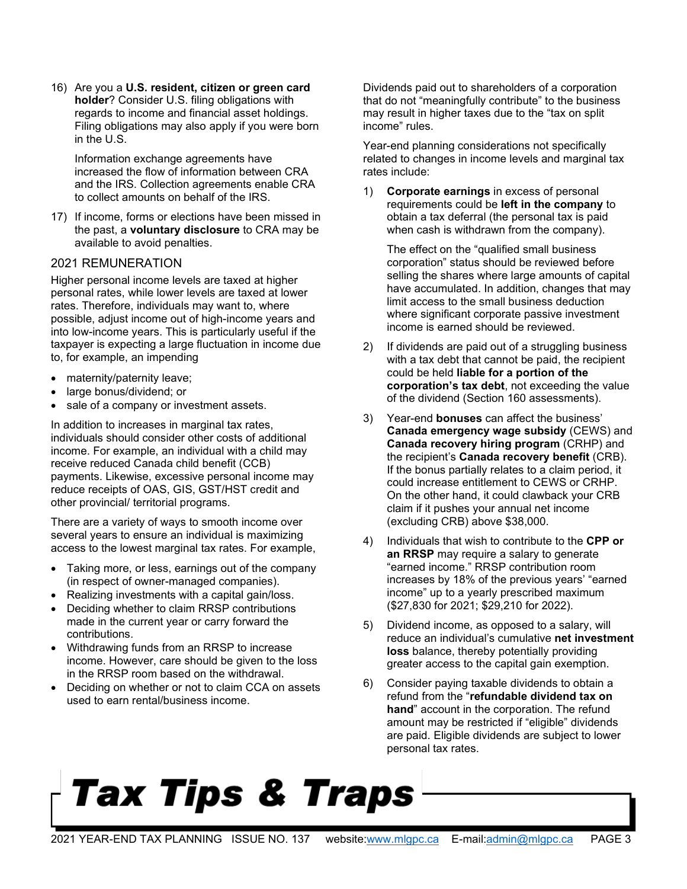16) Are you a **U.S. resident, citizen or green card holder**? Consider U.S. filing obligations with regards to income and financial asset holdings. Filing obligations may also apply if you were born in the U.S.

    Information exchange agreements have increased the flow of information between CRA and the IRS. Collection agreements enable CRA to collect amounts on behalf of the IRS.

17) If income, forms or elections have been missed in the past, a **voluntary disclosure** to CRA may be available to avoid penalties.

## 2021 REMUNERATION

Higher personal income levels are taxed at higher personal rates, while lower levels are taxed at lower rates. Therefore, individuals may want to, where possible, adjust income out of high-income years and into low-income years. This is particularly useful if the taxpayer is expecting a large fluctuation in income due to, for example, an impending

- maternity/paternity leave;
- large bonus/dividend; or
- sale of a company or investment assets.

In addition to increases in marginal tax rates, individuals should consider other costs of additional income. For example, an individual with a child may receive reduced Canada child benefit (CCB) payments. Likewise, excessive personal income may reduce receipts of OAS, GIS, GST/HST credit and other provincial/ territorial programs.

There are a variety of ways to smooth income over several years to ensure an individual is maximizing access to the lowest marginal tax rates. For example,

- Taking more, or less, earnings out of the company (in respect of owner-managed companies).
- Realizing investments with a capital gain/loss.
- Deciding whether to claim RRSP contributions made in the current year or carry forward the contributions.
- Withdrawing funds from an RRSP to increase income. However, care should be given to the loss in the RRSP room based on the withdrawal.
- Deciding on whether or not to claim CCA on assets used to earn rental/business income.

Dividends paid out to shareholders of a corporation that do not "meaningfully contribute" to the business may result in higher taxes due to the "tax on split income" rules.

Year-end planning considerations not specifically related to changes in income levels and marginal tax rates include:

1) **Corporate earnings** in excess of personal requirements could be **left in the company** to obtain a tax deferral (the personal tax is paid when cash is withdrawn from the company).

    The effect on the "qualified small business corporation" status should be reviewed before selling the shares where large amounts of capital have accumulated. In addition, changes that may limit access to the small business deduction where significant corporate passive investment income is earned should be reviewed.

2) If dividends are paid out of a struggling business with a tax debt that cannot be paid, the recipient could be held **liable for a portion of the corporation's tax debt**, not exceeding the value of the dividend (Section 160 assessments).

3) Year-end **bonuses** can affect the business' **Canada emergency wage subsidy** (CEWS) and **Canada recovery hiring program** (CRHP) and the recipient's **Canada recovery benefit** (CRB). If the bonus partially relates to a claim period, it could increase entitlement to CEWS or CRHP. On the other hand, it could clawback your CRB claim if it pushes your annual net income (excluding CRB) above $38,000.

4) Individuals that wish to contribute to the **CPP or an RRSP** may require a salary to generate "earned income." RRSP contribution room increases by 18% of the previous years' "earned income" up to a yearly prescribed maximum ($27,830 for 2021; $29,210 for 2022).

5) Dividend income, as opposed to a salary, will reduce an individual's cumulative **net investment loss** balance, thereby potentially providing greater access to the capital gain exemption.

6) Consider paying taxable dividends to obtain a refund from the "**refundable dividend tax on hand**" account in the corporation. The refund amount may be restricted if "eligible" dividends are paid. Eligible dividends are subject to lower personal tax rates.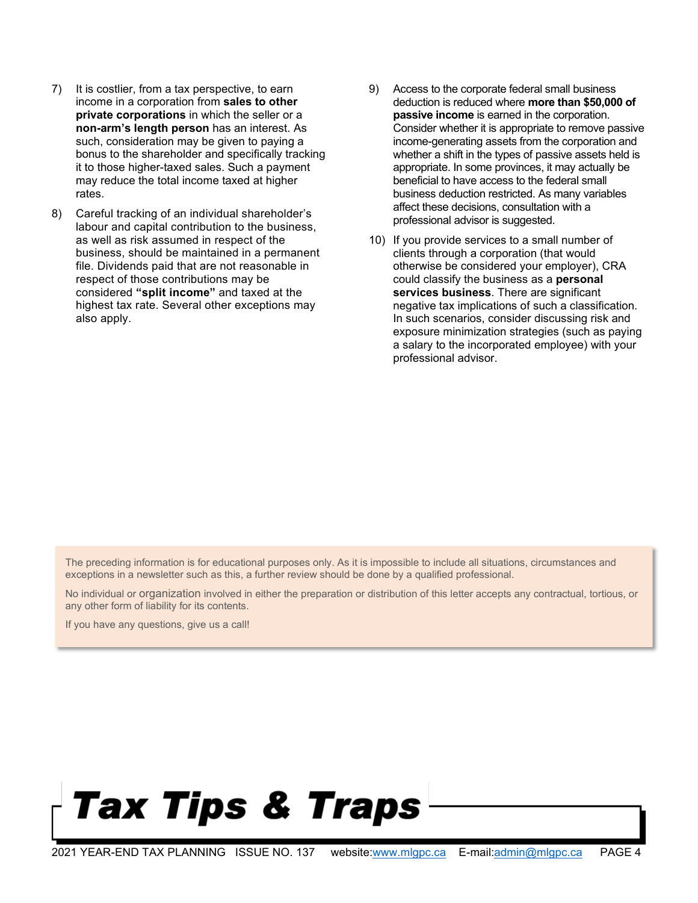7) It is costlier, from a tax perspective, to earn income in a corporation from **sales to other private corporations** in which the seller or a **non-arm's length person** has an interest. As such, consideration may be given to paying a bonus to the shareholder and specifically tracking it to those higher-taxed sales. Such a payment may reduce the total income taxed at higher rates.

8) Careful tracking of an individual shareholder's labour and capital contribution to the business, as well as risk assumed in respect of the business, should be maintained in a permanent file. Dividends paid that are not reasonable in respect of those contributions may be considered **"split income"** and taxed at the highest tax rate. Several other exceptions may also apply.

9) Access to the corporate federal small business deduction is reduced where **more than $50,000 of passive income** is earned in the corporation. Consider whether it is appropriate to remove passive income-generating assets from the corporation and whether a shift in the types of passive assets held is appropriate. In some provinces, it may actually be beneficial to have access to the federal small business deduction restricted. As many variables affect these decisions, consultation with a professional advisor is suggested.

10) If you provide services to a small number of clients through a corporation (that would otherwise be considered your employer), CRA could classify the business as a **personal services business**. There are significant negative tax implications of such a classification. In such scenarios, consider discussing risk and exposure minimization strategies (such as paying a salary to the incorporated employee) with your professional advisor.

The preceding information is for educational purposes only. As it is impossible to include all situations, circumstances and exceptions in a newsletter such as this, a further review should be done by a qualified professional.

No individual or organization involved in either the preparation or distribution of this letter accepts any contractual, tortious, or any other form of liability for its contents.

If you have any questions, give us a call!